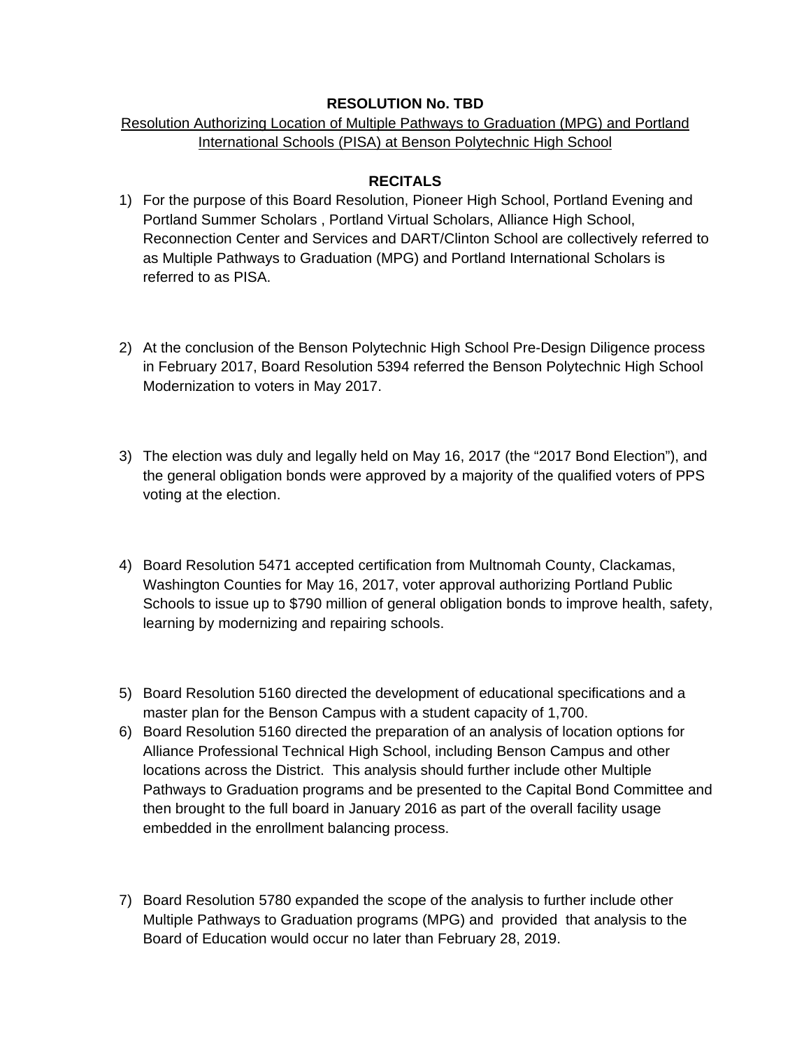**RESOLUTION No. TBD**

Resolution Authorizing Location of Multiple Pathways to Graduation (MPG) and Portland International Schools (PISA) at Benson Polytechnic High School

**RECITALS**

1) For the purpose of this Board Resolution, Pioneer High School, Portland Evening and Portland Summer Scholars , Portland Virtual Scholars, Alliance High School, Reconnection Center and Services and DART/Clinton School are collectively referred to as Multiple Pathways to Graduation (MPG) and Portland International Scholars is referred to as PISA.

2) At the conclusion of the Benson Polytechnic High School Pre-Design Diligence process in February 2017, Board Resolution 5394 referred the Benson Polytechnic High School Modernization to voters in May 2017.

3) The election was duly and legally held on May 16, 2017 (the "2017 Bond Election"), and the general obligation bonds were approved by a majority of the qualified voters of PPS voting at the election.

4) Board Resolution 5471 accepted certification from Multnomah County, Clackamas, Washington Counties for May 16, 2017, voter approval authorizing Portland Public Schools to issue up to $790 million of general obligation bonds to improve health, safety, learning by modernizing and repairing schools.

5) Board Resolution 5160 directed the development of educational specifications and a master plan for the Benson Campus with a student capacity of 1,700.

6) Board Resolution 5160 directed the preparation of an analysis of location options for Alliance Professional Technical High School, including Benson Campus and other locations across the District. This analysis should further include other Multiple Pathways to Graduation programs and be presented to the Capital Bond Committee and then brought to the full board in January 2016 as part of the overall facility usage embedded in the enrollment balancing process.

7) Board Resolution 5780 expanded the scope of the analysis to further include other Multiple Pathways to Graduation programs (MPG) and provided that analysis to the Board of Education would occur no later than February 28, 2019.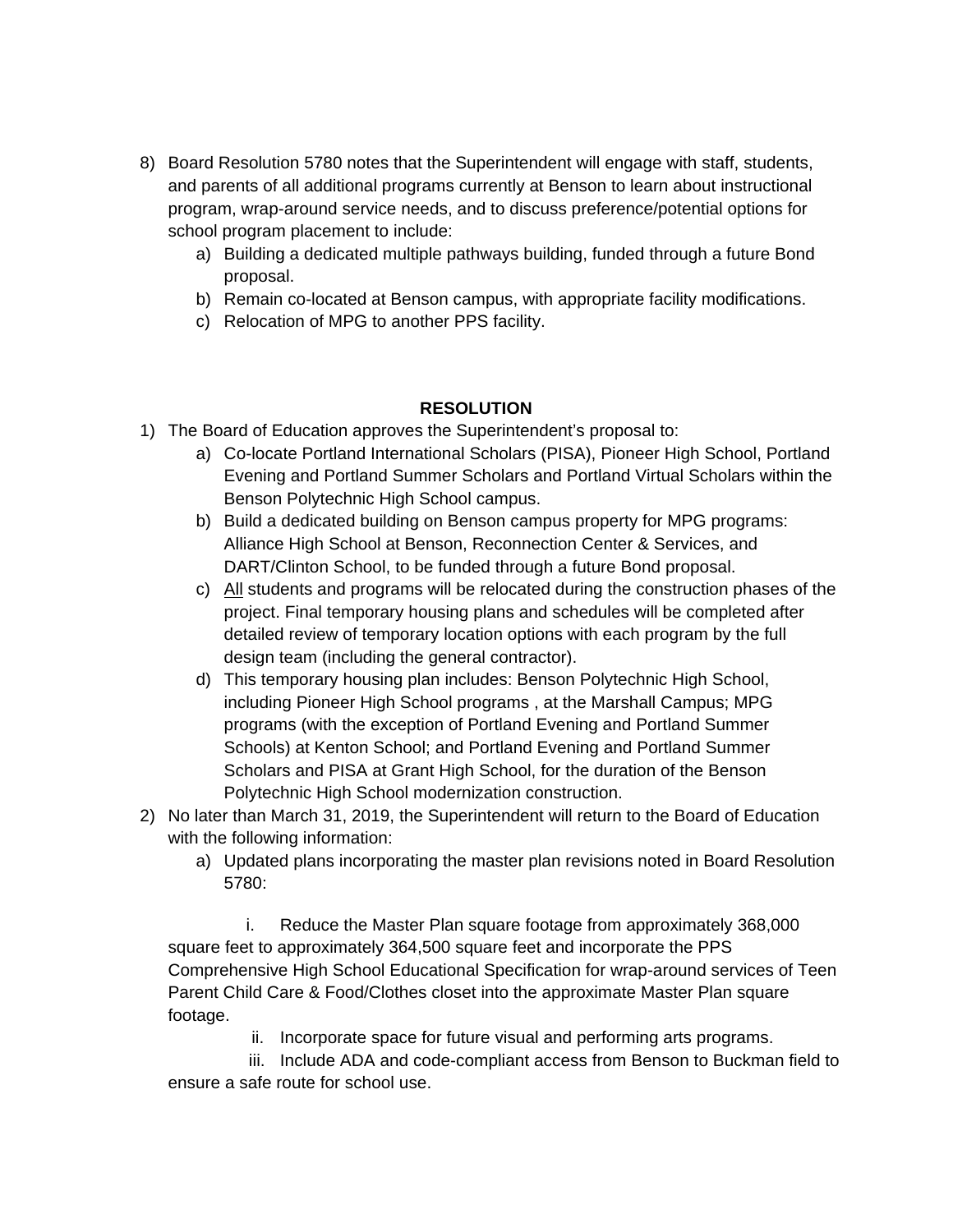8) Board Resolution 5780 notes that the Superintendent will engage with staff, students, and parents of all additional programs currently at Benson to learn about instructional program, wrap-around service needs, and to discuss preference/potential options for school program placement to include:
    a) Building a dedicated multiple pathways building, funded through a future Bond proposal.
    b) Remain co-located at Benson campus, with appropriate facility modifications.
    c) Relocation of MPG to another PPS facility.

**RESOLUTION**

1) The Board of Education approves the Superintendent's proposal to:
    a) Co-locate Portland International Scholars (PISA), Pioneer High School, Portland Evening and Portland Summer Scholars and Portland Virtual Scholars within the Benson Polytechnic High School campus.
    b) Build a dedicated building on Benson campus property for MPG programs: Alliance High School at Benson, Reconnection Center & Services, and DART/Clinton School, to be funded through a future Bond proposal.
    c) All students and programs will be relocated during the construction phases of the project. Final temporary housing plans and schedules will be completed after detailed review of temporary location options with each program by the full design team (including the general contractor).
    d) This temporary housing plan includes: Benson Polytechnic High School, including Pioneer High School programs , at the Marshall Campus; MPG programs (with the exception of Portland Evening and Portland Summer Schools) at Kenton School; and Portland Evening and Portland Summer Scholars and PISA at Grant High School, for the duration of the Benson Polytechnic High School modernization construction.
2) No later than March 31, 2019, the Superintendent will return to the Board of Education with the following information:
    a) Updated plans incorporating the master plan revisions noted in Board Resolution 5780:

        i. Reduce the Master Plan square footage from approximately 368,000 square feet to approximately 364,500 square feet and incorporate the PPS Comprehensive High School Educational Specification for wrap-around services of Teen Parent Child Care & Food/Clothes closet into the approximate Master Plan square footage.

        ii. Incorporate space for future visual and performing arts programs.

        iii. Include ADA and code-compliant access from Benson to Buckman field to ensure a safe route for school use.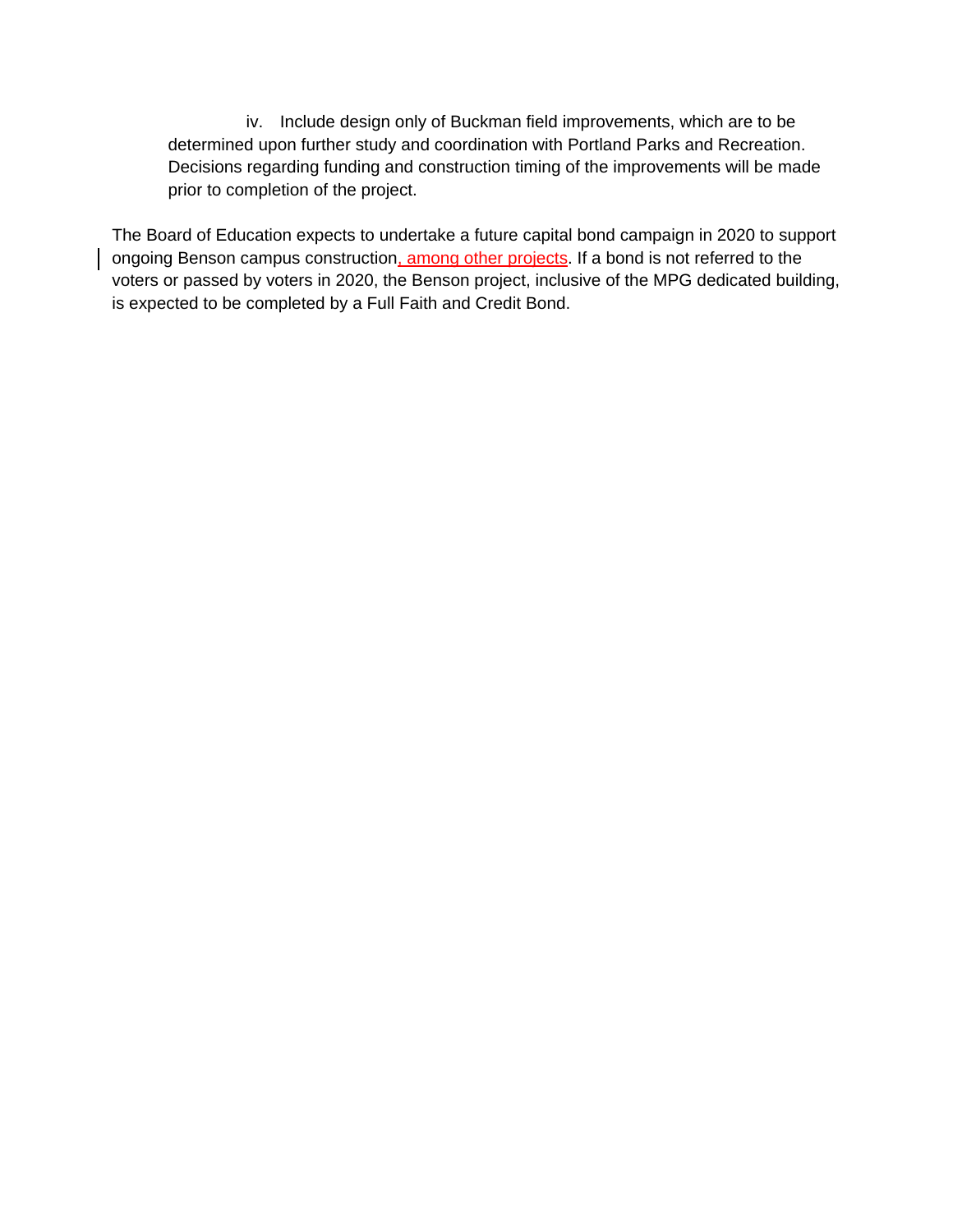iv. Include design only of Buckman field improvements, which are to be determined upon further study and coordination with Portland Parks and Recreation. Decisions regarding funding and construction timing of the improvements will be made prior to completion of the project.

The Board of Education expects to undertake a future capital bond campaign in 2020 to support ongoing Benson campus construction, among other projects. If a bond is not referred to the voters or passed by voters in 2020, the Benson project, inclusive of the MPG dedicated building, is expected to be completed by a Full Faith and Credit Bond.